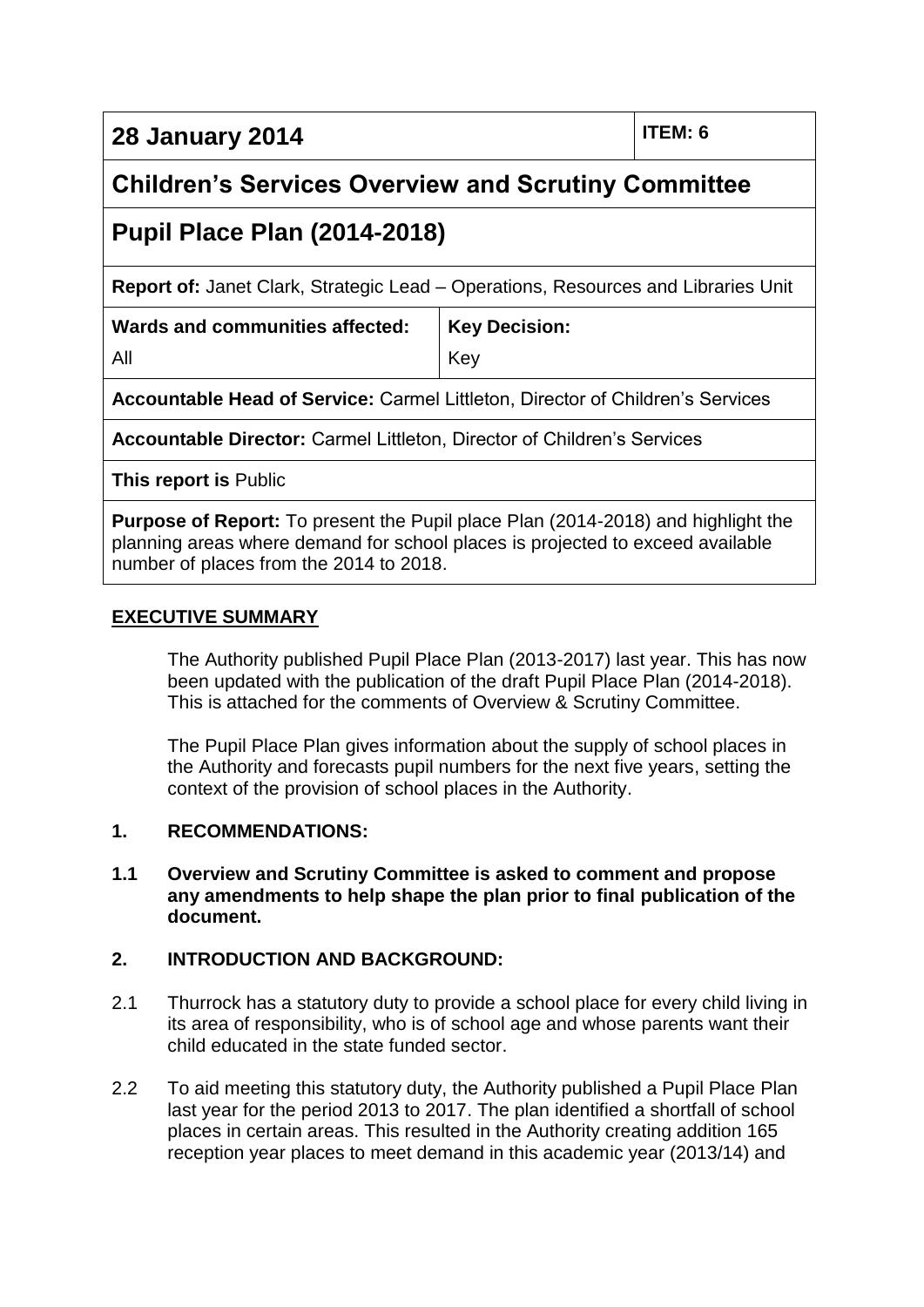| 28 January 2014 | | ITEM: 6 |
|---|---|---|
| **Children's Services Overview and Scrutiny Committee** | | |
| **Pupil Place Plan (2014-2018)** | | |
| **Report of:** Janet Clark, Strategic Lead – Operations, Resources and Libraries Unit | | |
| **Wards and communities affected:** All | **Key Decision:** Key | |
| **Accountable Head of Service:** Carmel Littleton, Director of Children's Services | | |
| **Accountable Director:** Carmel Littleton, Director of Children's Services | | |
| **This report is** Public | | |
| **Purpose of Report:** To present the Pupil place Plan (2014-2018) and highlight the planning areas where demand for school places is projected to exceed available number of places from the 2014 to 2018. | | |

## EXECUTIVE SUMMARY

The Authority published Pupil Place Plan (2013-2017) last year. This has now been updated with the publication of the draft Pupil Place Plan (2014-2018). This is attached for the comments of Overview & Scrutiny Committee.

The Pupil Place Plan gives information about the supply of school places in the Authority and forecasts pupil numbers for the next five years, setting the context of the provision of school places in the Authority.

### 1. RECOMMENDATIONS:

**1.1 Overview and Scrutiny Committee is asked to comment and propose any amendments to help shape the plan prior to final publication of the document.**

### 2. INTRODUCTION AND BACKGROUND:

2.1 Thurrock has a statutory duty to provide a school place for every child living in its area of responsibility, who is of school age and whose parents want their child educated in the state funded sector.

2.2 To aid meeting this statutory duty, the Authority published a Pupil Place Plan last year for the period 2013 to 2017. The plan identified a shortfall of school places in certain areas. This resulted in the Authority creating addition 165 reception year places to meet demand in this academic year (2013/14) and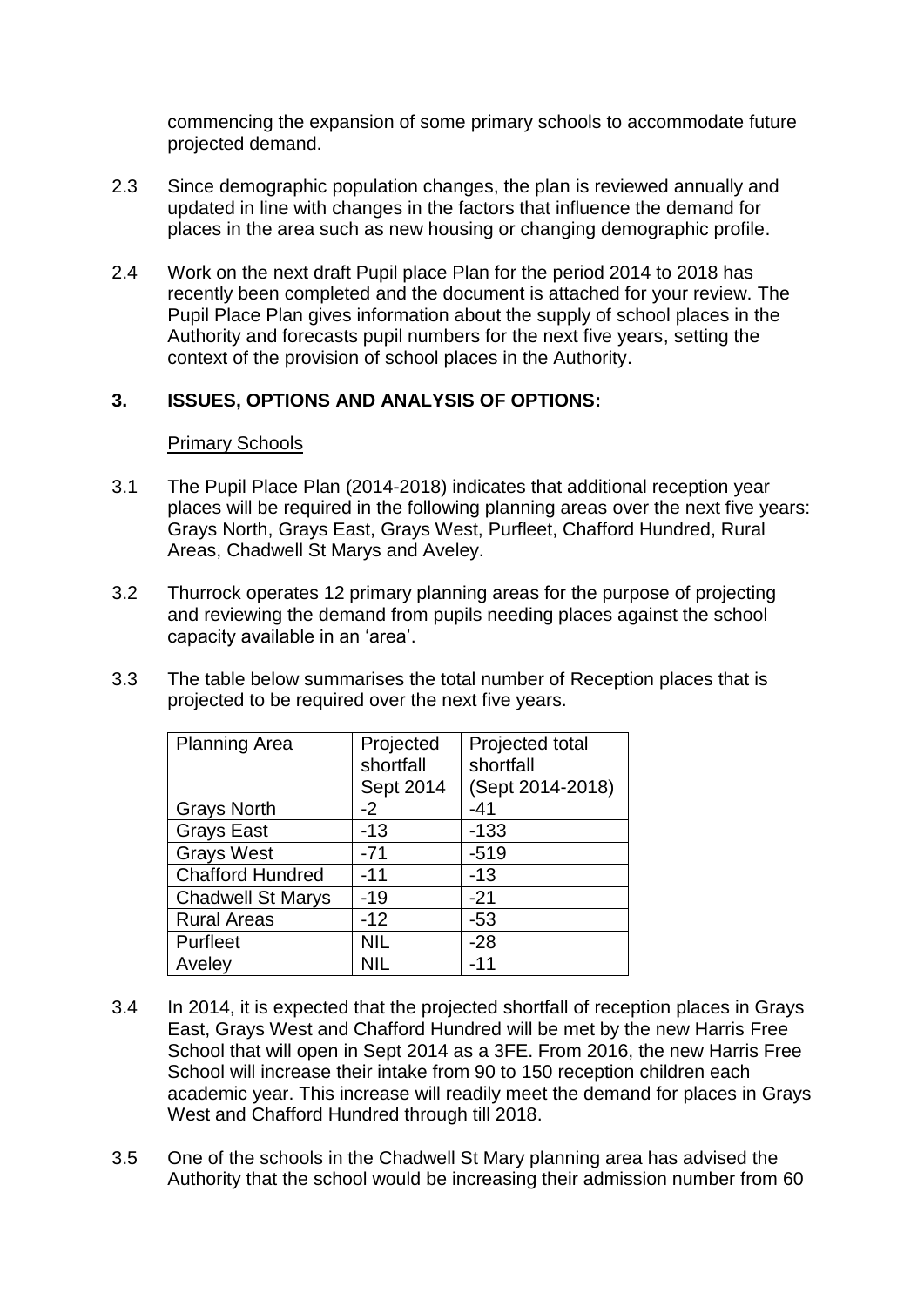commencing the expansion of some primary schools to accommodate future projected demand.

2.3 Since demographic population changes, the plan is reviewed annually and updated in line with changes in the factors that influence the demand for places in the area such as new housing or changing demographic profile.

2.4 Work on the next draft Pupil place Plan for the period 2014 to 2018 has recently been completed and the document is attached for your review. The Pupil Place Plan gives information about the supply of school places in the Authority and forecasts pupil numbers for the next five years, setting the context of the provision of school places in the Authority.

## 3. ISSUES, OPTIONS AND ANALYSIS OF OPTIONS:

Primary Schools

3.1 The Pupil Place Plan (2014-2018) indicates that additional reception year places will be required in the following planning areas over the next five years: Grays North, Grays East, Grays West, Purfleet, Chafford Hundred, Rural Areas, Chadwell St Marys and Aveley.

3.2 Thurrock operates 12 primary planning areas for the purpose of projecting and reviewing the demand from pupils needing places against the school capacity available in an 'area'.

3.3 The table below summarises the total number of Reception places that is projected to be required over the next five years.

| Planning Area | Projected shortfall Sept 2014 | Projected total shortfall (Sept 2014-2018) |
|---|---|---|
| Grays North | -2 | -41 |
| Grays East | -13 | -133 |
| Grays West | -71 | -519 |
| Chafford Hundred | -11 | -13 |
| Chadwell St Marys | -19 | -21 |
| Rural Areas | -12 | -53 |
| Purfleet | NIL | -28 |
| Aveley | NIL | -11 |

3.4 In 2014, it is expected that the projected shortfall of reception places in Grays East, Grays West and Chafford Hundred will be met by the new Harris Free School that will open in Sept 2014 as a 3FE. From 2016, the new Harris Free School will increase their intake from 90 to 150 reception children each academic year. This increase will readily meet the demand for places in Grays West and Chafford Hundred through till 2018.

3.5 One of the schools in the Chadwell St Mary planning area has advised the Authority that the school would be increasing their admission number from 60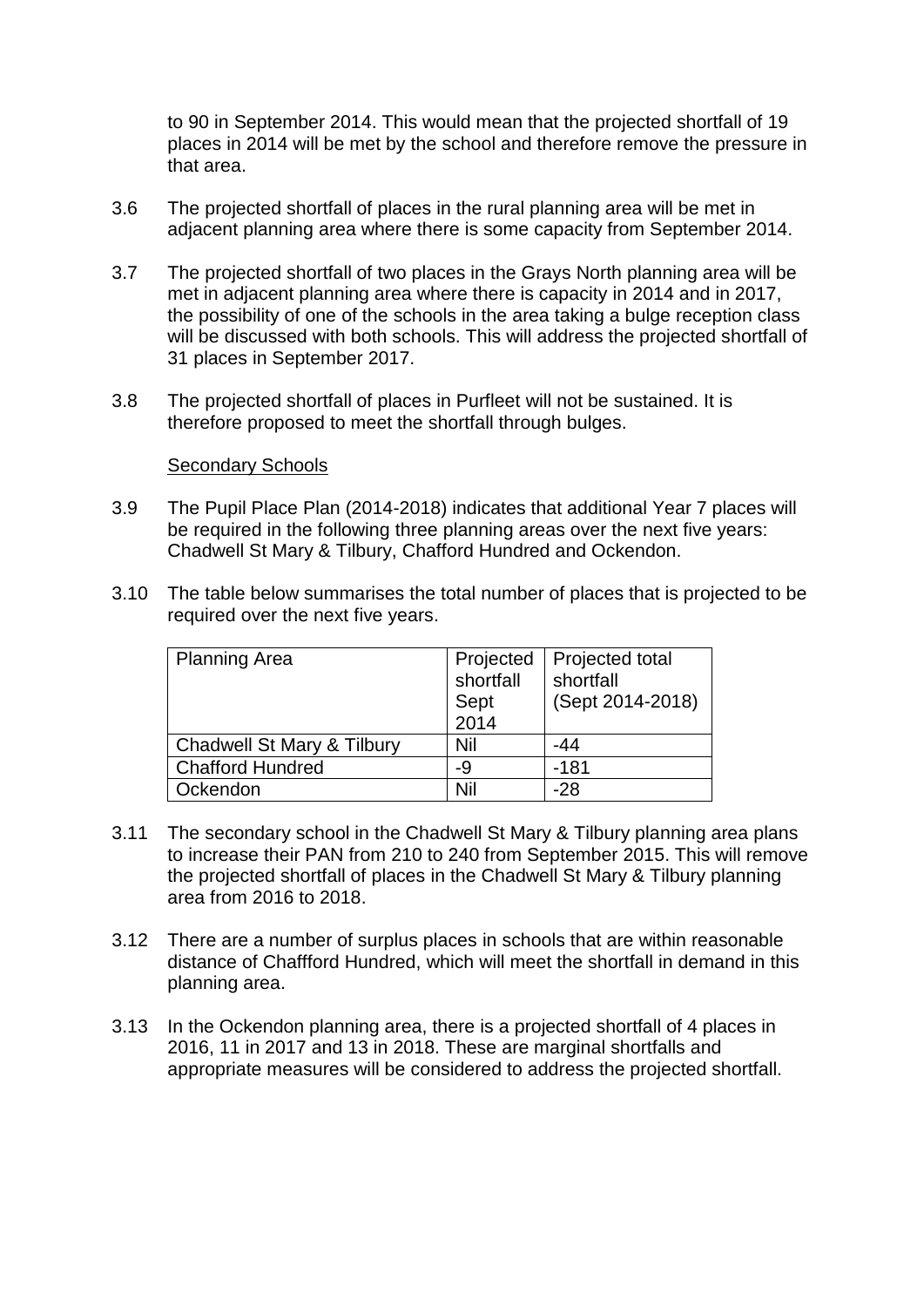to 90 in September 2014. This would mean that the projected shortfall of 19 places in 2014 will be met by the school and therefore remove the pressure in that area.

3.6 The projected shortfall of places in the rural planning area will be met in adjacent planning area where there is some capacity from September 2014.

3.7 The projected shortfall of two places in the Grays North planning area will be met in adjacent planning area where there is capacity in 2014 and in 2017, the possibility of one of the schools in the area taking a bulge reception class will be discussed with both schools. This will address the projected shortfall of 31 places in September 2017.

3.8 The projected shortfall of places in Purfleet will not be sustained. It is therefore proposed to meet the shortfall through bulges.

<u>Secondary Schools</u>

3.9 The Pupil Place Plan (2014-2018) indicates that additional Year 7 places will be required in the following three planning areas over the next five years: Chadwell St Mary & Tilbury, Chafford Hundred and Ockendon.

3.10 The table below summarises the total number of places that is projected to be required over the next five years.

| Planning Area | Projected shortfall Sept 2014 | Projected total shortfall (Sept 2014-2018) |
|---|---|---|
| Chadwell St Mary & Tilbury | Nil | -44 |
| Chafford Hundred | -9 | -181 |
| Ockendon | Nil | -28 |

3.11 The secondary school in the Chadwell St Mary & Tilbury planning area plans to increase their PAN from 210 to 240 from September 2015. This will remove the projected shortfall of places in the Chadwell St Mary & Tilbury planning area from 2016 to 2018.

3.12 There are a number of surplus places in schools that are within reasonable distance of Chaffford Hundred, which will meet the shortfall in demand in this planning area.

3.13 In the Ockendon planning area, there is a projected shortfall of 4 places in 2016, 11 in 2017 and 13 in 2018. These are marginal shortfalls and appropriate measures will be considered to address the projected shortfall.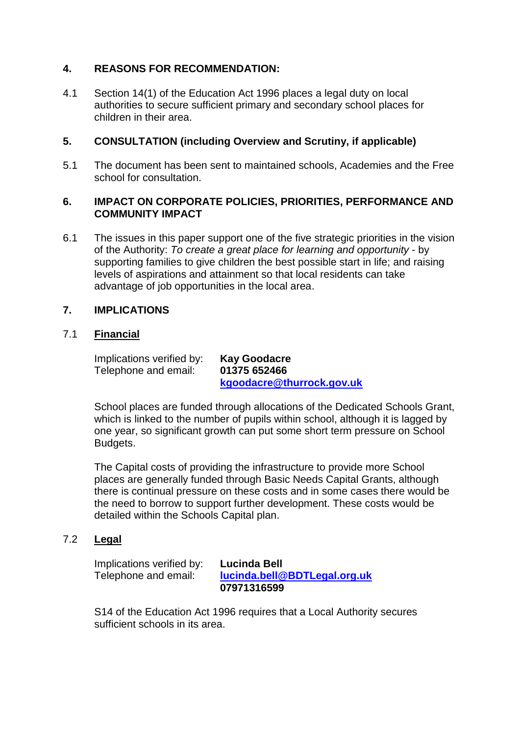## 4. REASONS FOR RECOMMENDATION:

4.1 Section 14(1) of the Education Act 1996 places a legal duty on local authorities to secure sufficient primary and secondary school places for children in their area.

## 5. CONSULTATION (including Overview and Scrutiny, if applicable)

5.1 The document has been sent to maintained schools, Academies and the Free school for consultation.

## 6. IMPACT ON CORPORATE POLICIES, PRIORITIES, PERFORMANCE AND COMMUNITY IMPACT

6.1 The issues in this paper support one of the five strategic priorities in the vision of the Authority: *To create a great place for learning and opportunity* - by supporting families to give children the best possible start in life; and raising levels of aspirations and attainment so that local residents can take advantage of job opportunities in the local area.

## 7. IMPLICATIONS

### 7.1 Financial

Implications verified by: **Kay Goodacre**
Telephone and email: **01375 652466**
**kgoodacre@thurrock.gov.uk**

School places are funded through allocations of the Dedicated Schools Grant, which is linked to the number of pupils within school, although it is lagged by one year, so significant growth can put some short term pressure on School Budgets.

The Capital costs of providing the infrastructure to provide more School places are generally funded through Basic Needs Capital Grants, although there is continual pressure on these costs and in some cases there would be the need to borrow to support further development. These costs would be detailed within the Schools Capital plan.

### 7.2 Legal

Implications verified by: **Lucinda Bell**
Telephone and email: **lucinda.bell@BDTLegal.org.uk**
**07971316599**

S14 of the Education Act 1996 requires that a Local Authority secures sufficient schools in its area.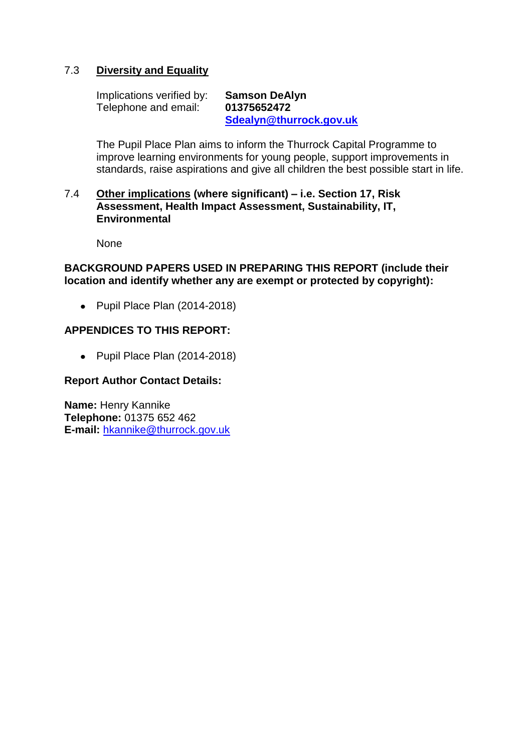### 7.3 **Diversity and Equality**

Implications verified by: **Samson DeAlyn**
Telephone and email: **01375652472**
**Sdealyn@thurrock.gov.uk**

The Pupil Place Plan aims to inform the Thurrock Capital Programme to improve learning environments for young people, support improvements in standards, raise aspirations and give all children the best possible start in life.

### 7.4 **Other implications (where significant) – i.e. Section 17, Risk Assessment, Health Impact Assessment, Sustainability, IT, Environmental**

None

**BACKGROUND PAPERS USED IN PREPARING THIS REPORT (include their location and identify whether any are exempt or protected by copyright):**

- Pupil Place Plan (2014-2018)

**APPENDICES TO THIS REPORT:**

- Pupil Place Plan (2014-2018)

**Report Author Contact Details:**

**Name:** Henry Kannike
**Telephone:** 01375 652 462
**E-mail:** hkannike@thurrock.gov.uk